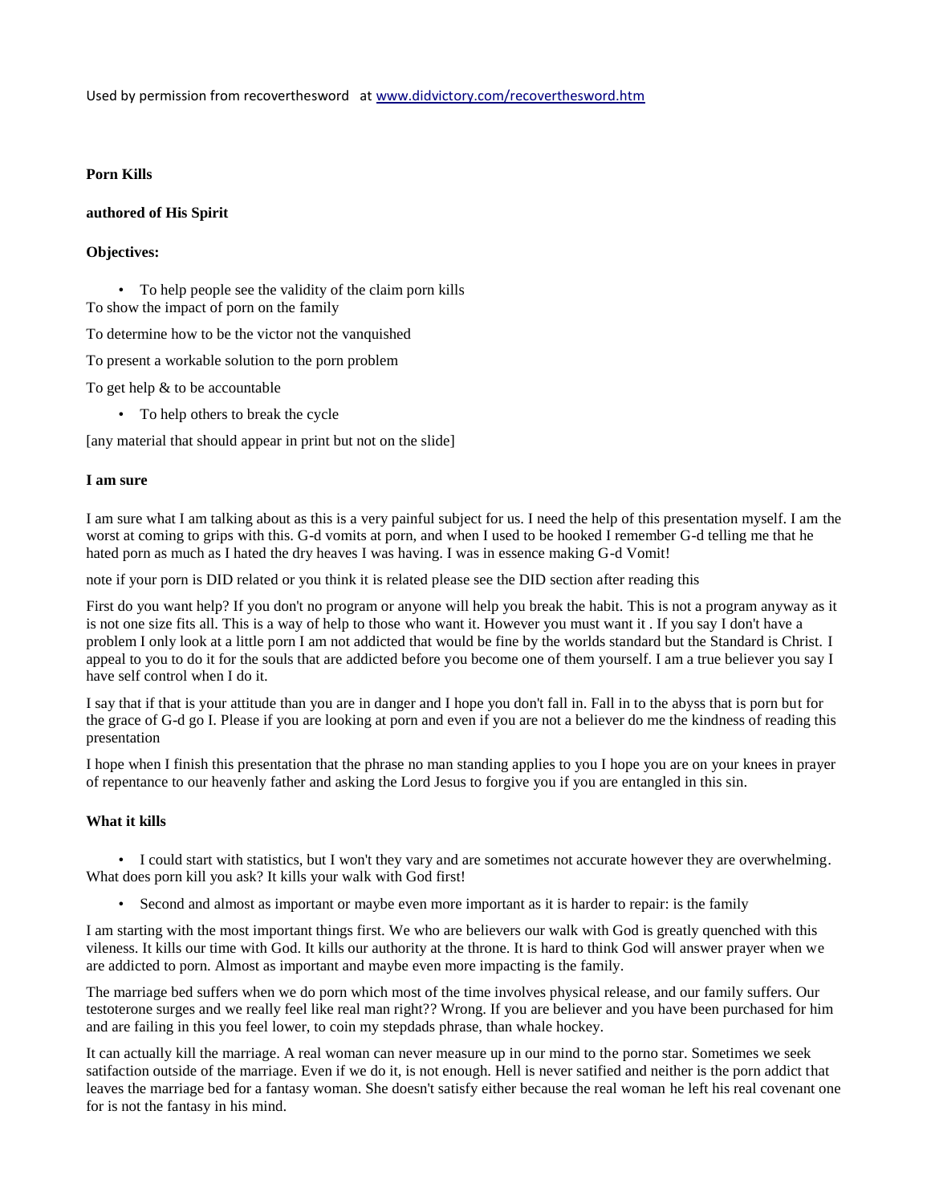Used by permission from recoverthesword at www.didvictory.com/recoverthesword.htm

**Porn Kills**

**authored of His Spirit**

**Objectives:**

- To help people see the validity of the claim porn kills

To show the impact of porn on the family

To determine how to be the victor not the vanquished

To present a workable solution to the porn problem

To get help & to be accountable

- To help others to break the cycle

[any material that should appear in print but not on the slide]

**I am sure**

I am sure what I am talking about as this is a very painful subject for us. I need the help of this presentation myself. I am the worst at coming to grips with this. G-d vomits at porn, and when I used to be hooked I remember G-d telling me that he hated porn as much as I hated the dry heaves I was having. I was in essence making G-d Vomit!

note if your porn is DID related or you think it is related please see the DID section after reading this

First do you want help? If you don't no program or anyone will help you break the habit. This is not a program anyway as it is not one size fits all. This is a way of help to those who want it. However you must want it . If you say I don't have a problem I only look at a little porn I am not addicted that would be fine by the worlds standard but the Standard is Christ. I appeal to you to do it for the souls that are addicted before you become one of them yourself. I am a true believer you say I have self control when I do it.

I say that if that is your attitude than you are in danger and I hope you don't fall in. Fall in to the abyss that is porn but for the grace of G-d go I. Please if you are looking at porn and even if you are not a believer do me the kindness of reading this presentation

I hope when I finish this presentation that the phrase no man standing applies to you I hope you are on your knees in prayer of repentance to our heavenly father and asking the Lord Jesus to forgive you if you are entangled in this sin.

**What it kills**

- I could start with statistics, but I won't they vary and are sometimes not accurate however they are overwhelming.

What does porn kill you ask? It kills your walk with God first!

- Second and almost as important or maybe even more important as it is harder to repair: is the family

I am starting with the most important things first. We who are believers our walk with God is greatly quenched with this vileness. It kills our time with God. It kills our authority at the throne. It is hard to think God will answer prayer when we are addicted to porn. Almost as important and maybe even more impacting is the family.

The marriage bed suffers when we do porn which most of the time involves physical release, and our family suffers. Our testoterone surges and we really feel like real man right?? Wrong. If you are believer and you have been purchased for him and are failing in this you feel lower, to coin my stepdads phrase, than whale hockey.

It can actually kill the marriage. A real woman can never measure up in our mind to the porno star. Sometimes we seek satifaction outside of the marriage. Even if we do it, is not enough. Hell is never satified and neither is the porn addict that leaves the marriage bed for a fantasy woman. She doesn't satisfy either because the real woman he left his real covenant one for is not the fantasy in his mind.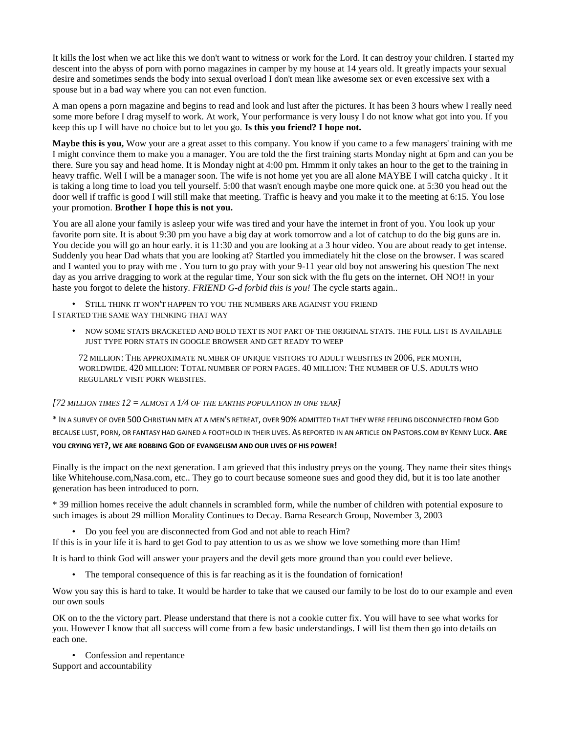It kills the lost when we act like this we don't want to witness or work for the Lord. It can destroy your children. I started my descent into the abyss of porn with porno magazines in camper by my house at 14 years old. It greatly impacts your sexual desire and sometimes sends the body into sexual overload I don't mean like awesome sex or even excessive sex with a spouse but in a bad way where you can not even function.

A man opens a porn magazine and begins to read and look and lust after the pictures. It has been 3 hours whew I really need some more before I drag myself to work. At work, Your performance is very lousy I do not know what got into you. If you keep this up I will have no choice but to let you go. **Is this you friend? I hope not.**

**Maybe this is you,** Wow your are a great asset to this company. You know if you came to a few managers' training with me I might convince them to make you a manager. You are told the the first training starts Monday night at 6pm and can you be there. Sure you say and head home. It is Monday night at 4:00 pm. Hmmm it only takes an hour to the get to the training in heavy traffic. Well I will be a manager soon. The wife is not home yet you are all alone MAYBE I will catcha quicky . It it is taking a long time to load you tell yourself. 5:00 that wasn't enough maybe one more quick one. at 5:30 you head out the door well if traffic is good I will still make that meeting. Traffic is heavy and you make it to the meeting at 6:15. You lose your promotion. **Brother I hope this is not you.**

You are all alone your family is asleep your wife was tired and your have the internet in front of you. You look up your favorite porn site. It is about 9:30 pm you have a big day at work tomorrow and a lot of catchup to do the big guns are in. You decide you will go an hour early. it is 11:30 and you are looking at a 3 hour video. You are about ready to get intense. Suddenly you hear Dad whats that you are looking at? Startled you immediately hit the close on the browser. I was scared and I wanted you to pray with me . You turn to go pray with your 9-11 year old boy not answering his question The next day as you arrive dragging to work at the regular time, Your son sick with the flu gets on the internet. OH NO!! in your haste you forgot to delete the history. *FRIEND G-d forbid this is you!* The cycle starts again..

- STILL THINK IT WON'T HAPPEN TO YOU THE NUMBERS ARE AGAINST YOU FRIEND

I STARTED THE SAME WAY THINKING THAT WAY

- NOW SOME STATS BRACKETED AND BOLD TEXT IS NOT PART OF THE ORIGINAL STATS. THE FULL LIST IS AVAILABLE JUST TYPE PORN STATS IN GOOGLE BROWSER AND GET READY TO WEEP

  72 MILLION: THE APPROXIMATE NUMBER OF UNIQUE VISITORS TO ADULT WEBSITES IN 2006, PER MONTH, WORLDWIDE. 420 MILLION: TOTAL NUMBER OF PORN PAGES. 40 MILLION: THE NUMBER OF U.S. ADULTS WHO REGULARLY VISIT PORN WEBSITES.

*[72 MILLION TIMES 12 = ALMOST A 1/4 OF THE EARTHS POPULATION IN ONE YEAR]*

* IN A SURVEY OF OVER 500 CHRISTIAN MEN AT A MEN'S RETREAT, OVER 90% ADMITTED THAT THEY WERE FEELING DISCONNECTED FROM GOD BECAUSE LUST, PORN, OR FANTASY HAD GAINED A FOOTHOLD IN THEIR LIVES. AS REPORTED IN AN ARTICLE ON PASTORS.COM BY KENNY LUCK. **ARE YOU CRYING YET?, WE ARE ROBBING GOD OF EVANGELISM AND OUR LIVES OF HIS POWER!**

Finally is the impact on the next generation. I am grieved that this industry preys on the young. They name their sites things like Whitehouse.com,Nasa.com, etc.. They go to court because someone sues and good they did, but it is too late another generation has been introduced to porn.

* 39 million homes receive the adult channels in scrambled form, while the number of children with potential exposure to such images is about 29 million Morality Continues to Decay. Barna Research Group, November 3, 2003

- Do you feel you are disconnected from God and not able to reach Him?

If this is in your life it is hard to get God to pay attention to us as we show we love something more than Him!

It is hard to think God will answer your prayers and the devil gets more ground than you could ever believe.

- The temporal consequence of this is far reaching as it is the foundation of fornication!

Wow you say this is hard to take. It would be harder to take that we caused our family to be lost do to our example and even our own souls

OK on to the the victory part. Please understand that there is not a cookie cutter fix. You will have to see what works for you. However I know that all success will come from a few basic understandings. I will list them then go into details on each one.

- Confession and repentance

Support and accountability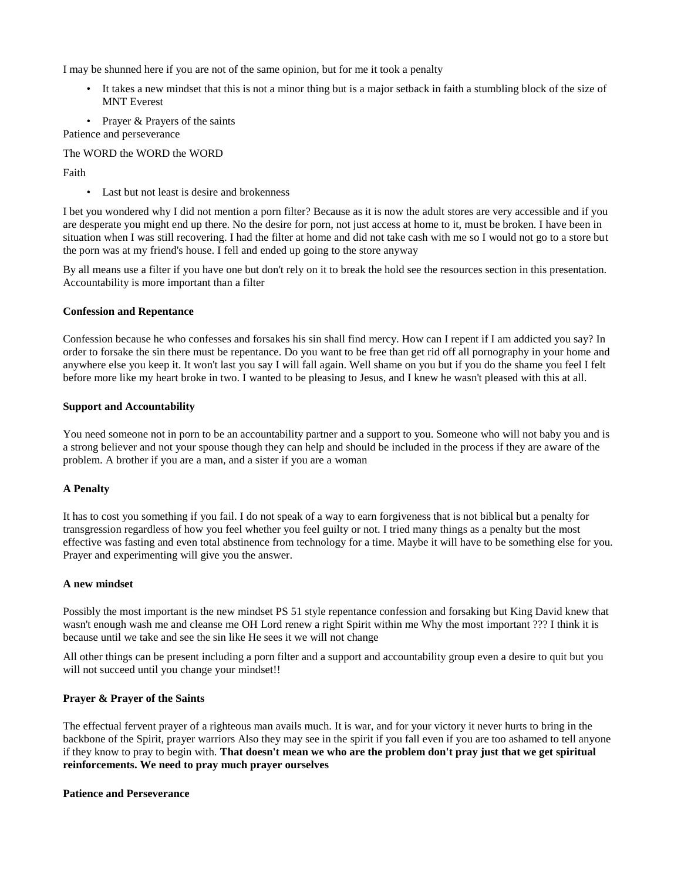I may be shunned here if you are not of the same opinion, but for me it took a penalty

- It takes a new mindset that this is not a minor thing but is a major setback in faith a stumbling block of the size of MNT Everest
- Prayer & Prayers of the saints

Patience and perseverance

The WORD the WORD the WORD

Faith

- Last but not least is desire and brokenness

I bet you wondered why I did not mention a porn filter? Because as it is now the adult stores are very accessible and if you are desperate you might end up there. No the desire for porn, not just access at home to it, must be broken. I have been in situation when I was still recovering. I had the filter at home and did not take cash with me so I would not go to a store but the porn was at my friend's house. I fell and ended up going to the store anyway

By all means use a filter if you have one but don't rely on it to break the hold see the resources section in this presentation. Accountability is more important than a filter

**Confession and Repentance**

Confession because he who confesses and forsakes his sin shall find mercy. How can I repent if I am addicted you say? In order to forsake the sin there must be repentance. Do you want to be free than get rid off all pornography in your home and anywhere else you keep it. It won't last you say I will fall again. Well shame on you but if you do the shame you feel I felt before more like my heart broke in two. I wanted to be pleasing to Jesus, and I knew he wasn't pleased with this at all.

**Support and Accountability**

You need someone not in porn to be an accountability partner and a support to you. Someone who will not baby you and is a strong believer and not your spouse though they can help and should be included in the process if they are aware of the problem. A brother if you are a man, and a sister if you are a woman

**A Penalty**

It has to cost you something if you fail. I do not speak of a way to earn forgiveness that is not biblical but a penalty for transgression regardless of how you feel whether you feel guilty or not. I tried many things as a penalty but the most effective was fasting and even total abstinence from technology for a time. Maybe it will have to be something else for you. Prayer and experimenting will give you the answer.

**A new mindset**

Possibly the most important is the new mindset PS 51 style repentance confession and forsaking but King David knew that wasn't enough wash me and cleanse me OH Lord renew a right Spirit within me Why the most important ??? I think it is because until we take and see the sin like He sees it we will not change

All other things can be present including a porn filter and a support and accountability group even a desire to quit but you will not succeed until you change your mindset!!

**Prayer & Prayer of the Saints**

The effectual fervent prayer of a righteous man avails much. It is war, and for your victory it never hurts to bring in the backbone of the Spirit, prayer warriors Also they may see in the spirit if you fall even if you are too ashamed to tell anyone if they know to pray to begin with. **That doesn't mean we who are the problem don't pray just that we get spiritual reinforcements. We need to pray much prayer ourselves**

**Patience and Perseverance**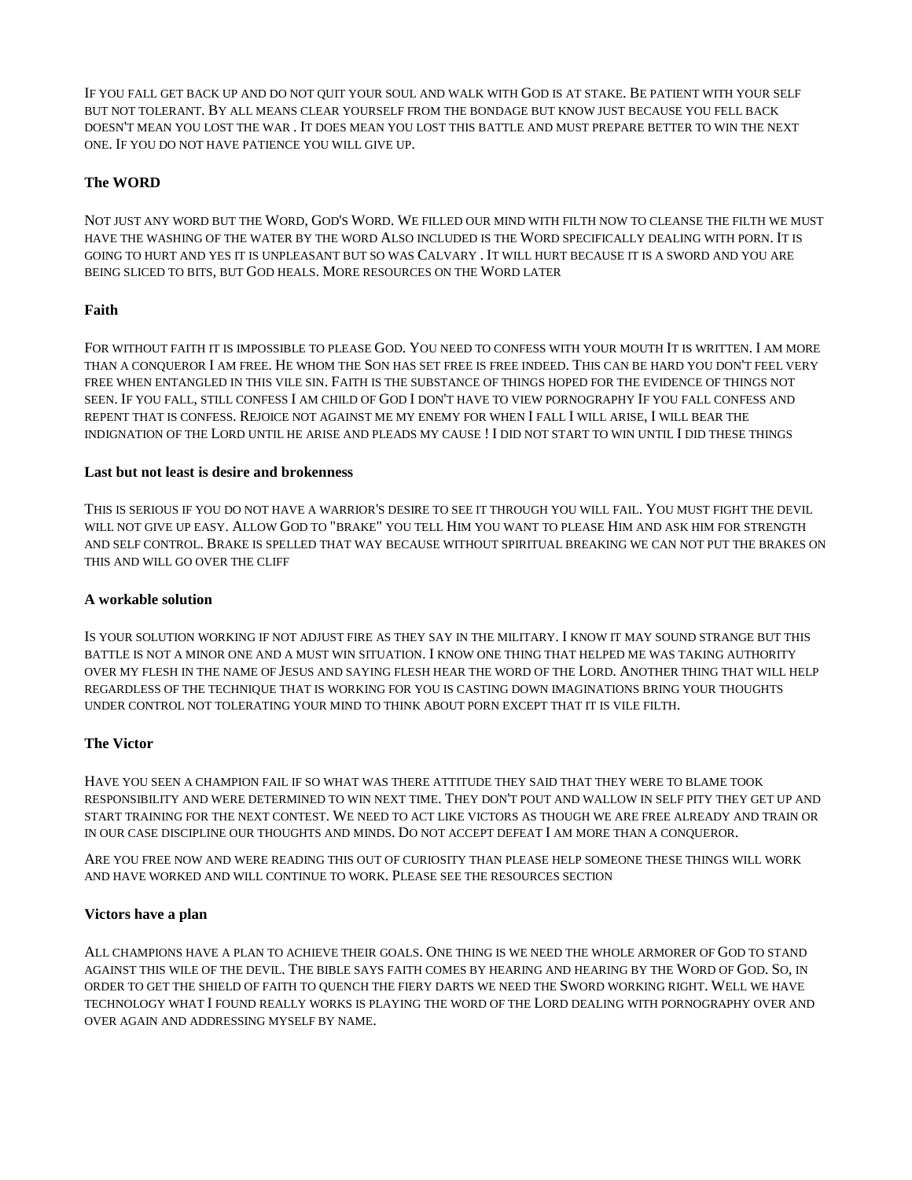If you fall get back up and do not quit your soul and walk with God is at stake. Be patient with your self but not tolerant. By all means clear yourself from the bondage but know just because you fell back doesn't mean you lost the war . It does mean you lost this battle and must prepare better to win the next one. If you do not have patience you will give up.

### The WORD

Not just any word but the Word, God's Word. We filled our mind with filth now to cleanse the filth we must have the washing of the water by the word Also included is the Word specifically dealing with porn. It is going to hurt and yes it is unpleasant but so was Calvary . It will hurt because it is a sword and you are being sliced to bits, but God heals. More resources on the Word later

### Faith

For without faith it is impossible to please God. You need to confess with your mouth It is written. I am more than a conqueror I am free. He whom the Son has set free is free indeed. This can be hard you don't feel very free when entangled in this vile sin. Faith is the substance of things hoped for the evidence of things not seen. If you fall, still confess I am child of God I don't have to view pornography If you fall confess and repent that is confess. Rejoice not against me my enemy for when I fall I will arise, I will bear the indignation of the Lord until he arise and pleads my cause ! I did not start to win until I did these things

### Last but not least is desire and brokenness

This is serious if you do not have a warrior's desire to see it through you will fail. You must fight the devil will not give up easy. Allow God to "brake" you tell Him you want to please Him and ask him for strength and self control. Brake is spelled that way because without spiritual breaking we can not put the brakes on this and will go over the cliff

### A workable solution

Is your solution working if not adjust fire as they say in the military. I know it may sound strange but this battle is not a minor one and a must win situation. I know one thing that helped me was taking authority over my flesh in the name of Jesus and saying flesh hear the word of the Lord. Another thing that will help regardless of the technique that is working for you is casting down imaginations bring your thoughts under control not tolerating your mind to think about porn except that it is vile filth.

### The Victor

Have you seen a champion fail if so what was there attitude they said that they were to blame took responsibility and were determined to win next time. They don't pout and wallow in self pity they get up and start training for the next contest. We need to act like victors as though we are free already and train or in our case discipline our thoughts and minds. Do not accept defeat I am more than a conqueror.

Are you free now and were reading this out of curiosity than please help someone these things will work and have worked and will continue to work. Please see the resources section

### Victors have a plan

All champions have a plan to achieve their goals. One thing is we need the whole armorer of God to stand against this wile of the devil. The bible says faith comes by hearing and hearing by the Word of God. So, in order to get the shield of faith to quench the fiery darts we need the Sword working right. Well we have technology what I found really works is playing the word of the Lord dealing with pornography over and over again and addressing myself by name.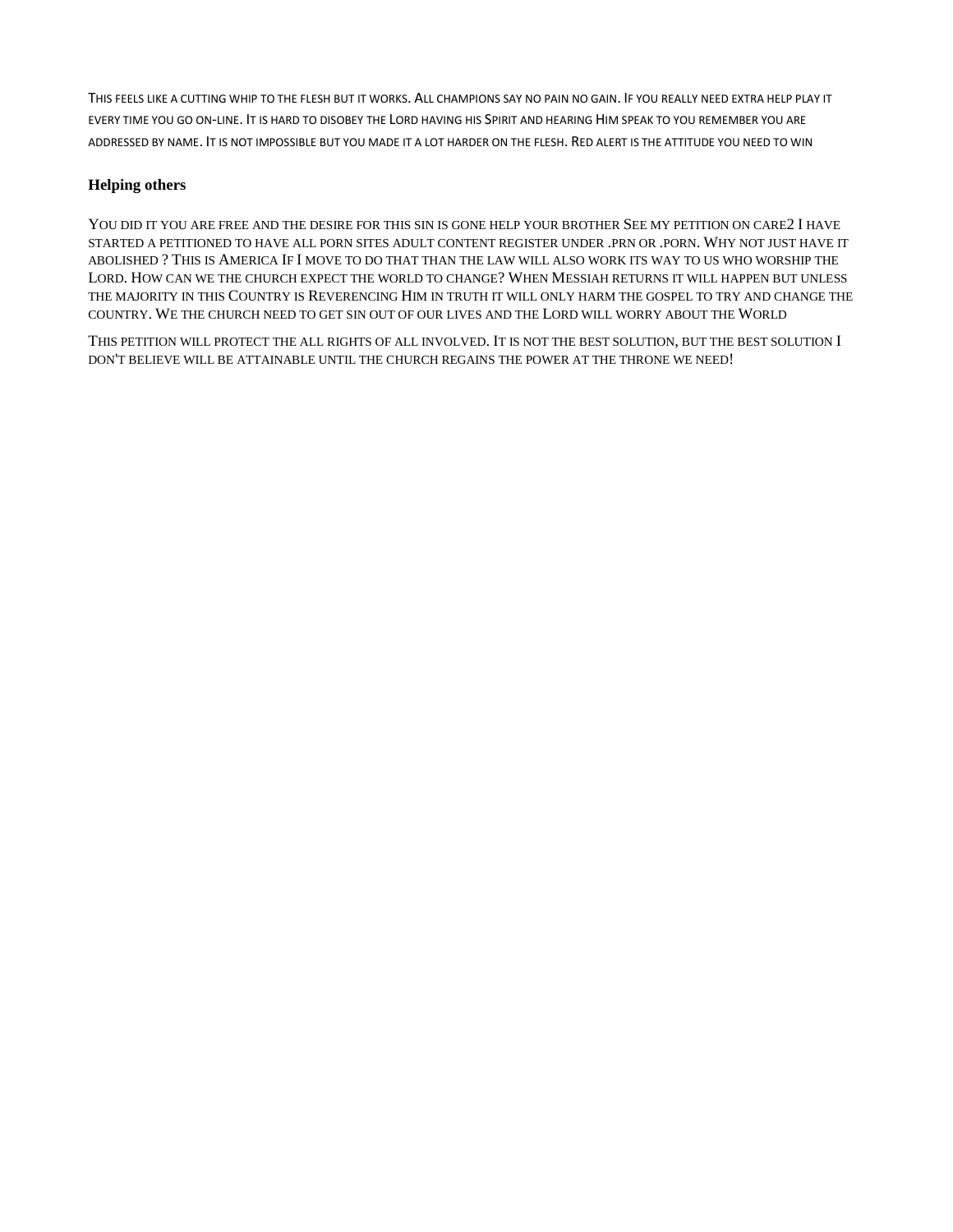This feels like a cutting whip to the flesh but it works. All champions say no pain no gain. If you really need extra help play it every time you go on-line. It is hard to disobey the Lord having his Spirit and hearing Him speak to you remember you are addressed by name. It is not impossible but you made it a lot harder on the flesh. Red alert is the attitude you need to win

### Helping others

You did it you are free and the desire for this sin is gone help your brother See my petition on care2 I have started a petitioned to have all porn sites adult content register under .prn or .porn. Why not just have it abolished ? This is America If I move to do that than the law will also work its way to us who worship the Lord. How can we the church expect the world to change? When Messiah returns it will happen but unless the majority in this Country is Reverencing Him in truth it will only harm the gospel to try and change the country. We the church need to get sin out of our lives and the Lord will worry about the World

This petition will protect the all rights of all involved. It is not the best solution, but the best solution I don't believe will be attainable until the church regains the power at the throne we need!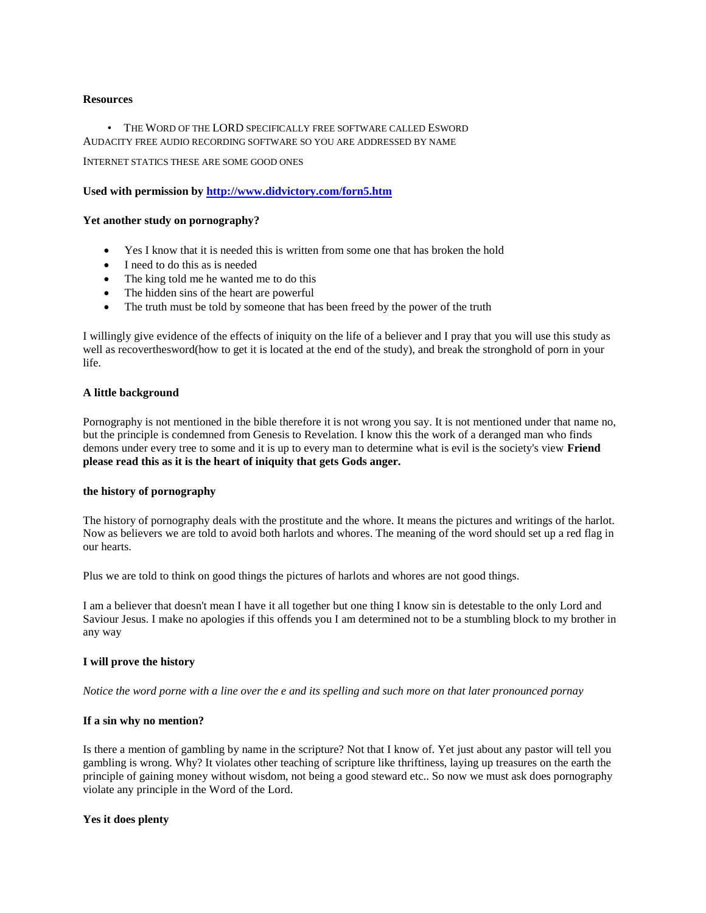**Resources**

- The Word of the LORD specifically free software called Esword

Audacity free audio recording software so you are addressed by name

Internet statics these are some good ones

**Used with permission by [http://www.didvictory.com/forn5.htm](http://www.didvictory.com/forn5.htm)**

**Yet another study on pornography?**

- Yes I know that it is needed this is written from some one that has broken the hold
- I need to do this as is needed
- The king told me he wanted me to do this
- The hidden sins of the heart are powerful
- The truth must be told by someone that has been freed by the power of the truth

I willingly give evidence of the effects of iniquity on the life of a believer and I pray that you will use this study as well as recoverthesword(how to get it is located at the end of the study), and break the stronghold of porn in your life.

**A little background**

Pornography is not mentioned in the bible therefore it is not wrong you say. It is not mentioned under that name no, but the principle is condemned from Genesis to Revelation. I know this the work of a deranged man who finds demons under every tree to some and it is up to every man to determine what is evil is the society's view **Friend please read this as it is the heart of iniquity that gets Gods anger.**

**the history of pornography**

The history of pornography deals with the prostitute and the whore. It means the pictures and writings of the harlot. Now as believers we are told to avoid both harlots and whores. The meaning of the word should set up a red flag in our hearts.

Plus we are told to think on good things the pictures of harlots and whores are not good things.

I am a believer that doesn't mean I have it all together but one thing I know sin is detestable to the only Lord and Saviour Jesus. I make no apologies if this offends you I am determined not to be a stumbling block to my brother in any way

**I will prove the history**

*Notice the word porne with a line over the e and its spelling and such more on that later pronounced pornay*

**If a sin why no mention?**

Is there a mention of gambling by name in the scripture? Not that I know of. Yet just about any pastor will tell you gambling is wrong. Why? It violates other teaching of scripture like thriftiness, laying up treasures on the earth the principle of gaining money without wisdom, not being a good steward etc.. So now we must ask does pornography violate any principle in the Word of the Lord.

**Yes it does plenty**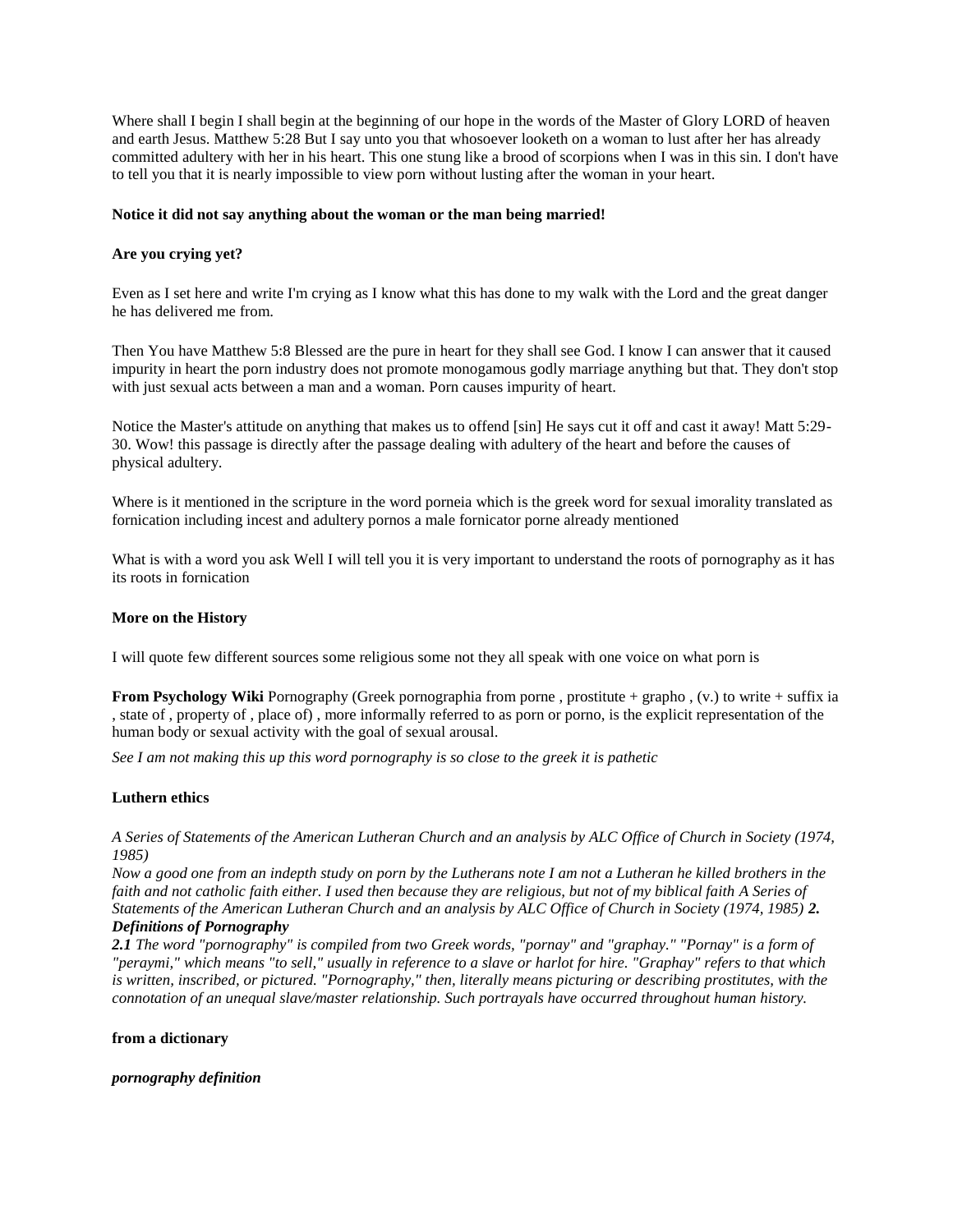Where shall I begin I shall begin at the beginning of our hope in the words of the Master of Glory LORD of heaven and earth Jesus. Matthew 5:28 But I say unto you that whosoever looketh on a woman to lust after her has already committed adultery with her in his heart. This one stung like a brood of scorpions when I was in this sin. I don't have to tell you that it is nearly impossible to view porn without lusting after the woman in your heart.

**Notice it did not say anything about the woman or the man being married!**

**Are you crying yet?**

Even as I set here and write I'm crying as I know what this has done to my walk with the Lord and the great danger he has delivered me from.

Then You have Matthew 5:8 Blessed are the pure in heart for they shall see God. I know I can answer that it caused impurity in heart the porn industry does not promote monogamous godly marriage anything but that. They don't stop with just sexual acts between a man and a woman. Porn causes impurity of heart.

Notice the Master's attitude on anything that makes us to offend [sin] He says cut it off and cast it away! Matt 5:29-30. Wow! this passage is directly after the passage dealing with adultery of the heart and before the causes of physical adultery.

Where is it mentioned in the scripture in the word porneia which is the greek word for sexual imorality translated as fornication including incest and adultery pornos a male fornicator porne already mentioned

What is with a word you ask Well I will tell you it is very important to understand the roots of pornography as it has its roots in fornication

**More on the History**

I will quote few different sources some religious some not they all speak with one voice on what porn is

**From Psychology Wiki** Pornography (Greek pornographia from porne , prostitute + grapho , (v.) to write + suffix ia , state of , property of , place of) , more informally referred to as porn or porno, is the explicit representation of the human body or sexual activity with the goal of sexual arousal.

*See I am not making this up this word pornography is so close to the greek it is pathetic*

**Luthern ethics**

*A Series of Statements of the American Lutheran Church and an analysis by ALC Office of Church in Society (1974, 1985)*
*Now a good one from an indepth study on porn by the Lutherans note I am not a Lutheran he killed brothers in the faith and not catholic faith either. I used then because they are religious, but not of my biblical faith A Series of Statements of the American Lutheran Church and an analysis by ALC Office of Church in Society (1974, 1985)* ***2. Definitions of Pornography***
***2.1*** *The word "pornography" is compiled from two Greek words, "pornay" and "graphay." "Pornay" is a form of "peraymi," which means "to sell," usually in reference to a slave or harlot for hire. "Graphay" refers to that which is written, inscribed, or pictured. "Pornography," then, literally means picturing or describing prostitutes, with the connotation of an unequal slave/master relationship. Such portrayals have occurred throughout human history.*

**from a dictionary**

***pornography definition***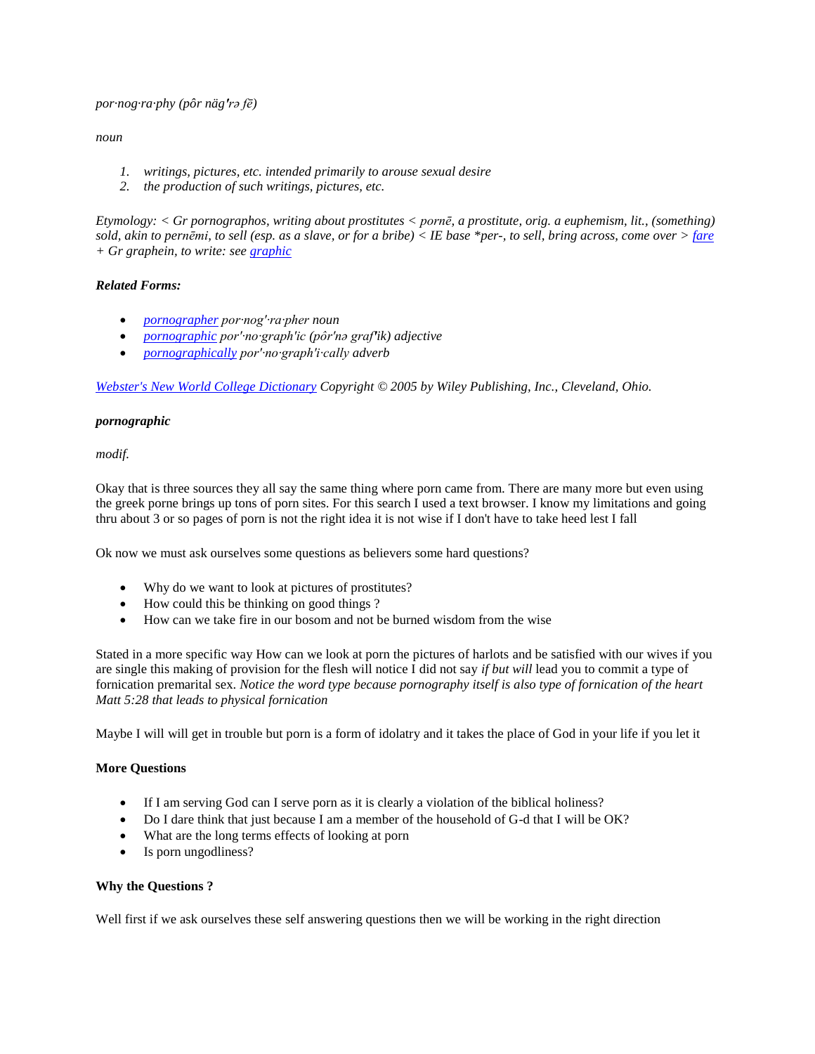*por·nog·ra·phy (pôr näg'rə fē)*

*noun*

1. *writings, pictures, etc. intended primarily to arouse sexual desire*
2. *the production of such writings, pictures, etc.*

*Etymology: < Gr pornographos, writing about prostitutes < pornē, a prostitute, orig. a euphemism, lit., (something) sold, akin to pernēmi, to sell (esp. as a slave, or for a bribe) < IE base \*per-, to sell, bring across, come over > [fare](fare) + Gr graphein, to write: see [graphic](graphic)*

***Related Forms:***

- *[pornographer](pornographer) por·nog'·ra·pher* noun
- *[pornographic](pornographic) por'·no·graph'ic (pôr'nə graf'ik) adjective*
- *[pornographically](pornographically) por'·no·graph'i·cally* adverb

*[Webster's New World College Dictionary](Webster's New World College Dictionary) Copyright © 2005 by Wiley Publishing, Inc., Cleveland, Ohio.*

***pornographic***

*modif.*

Okay that is three sources they all say the same thing where porn came from. There are many more but even using the greek porne brings up tons of porn sites. For this search I used a text browser. I know my limitations and going thru about 3 or so pages of porn is not the right idea it is not wise if I don't have to take heed lest I fall

Ok now we must ask ourselves some questions as believers some hard questions?

- Why do we want to look at pictures of prostitutes?
- How could this be thinking on good things ?
- How can we take fire in our bosom and not be burned wisdom from the wise

Stated in a more specific way How can we look at porn the pictures of harlots and be satisfied with our wives if you are single this making of provision for the flesh will notice I did not say *if but will* lead you to commit a type of fornication premarital sex. *Notice the word type because pornography itself is also type of fornication of the heart Matt 5:28 that leads to physical fornication*

Maybe I will will get in trouble but porn is a form of idolatry and it takes the place of God in your life if you let it

**More Questions**

- If I am serving God can I serve porn as it is clearly a violation of the biblical holiness?
- Do I dare think that just because I am a member of the household of G-d that I will be OK?
- What are the long terms effects of looking at porn
- Is porn ungodliness?

**Why the Questions ?**

Well first if we ask ourselves these self answering questions then we will be working in the right direction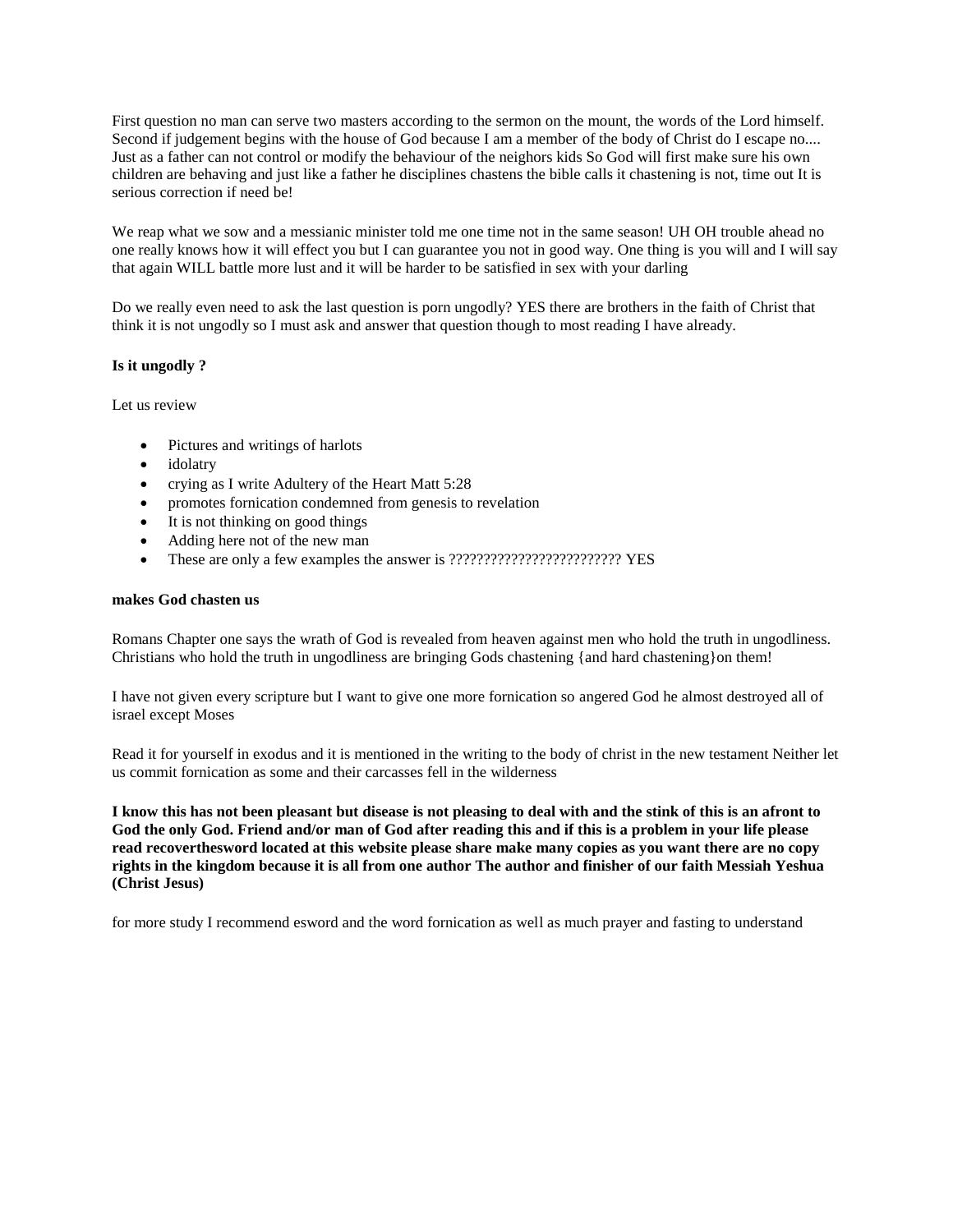First question no man can serve two masters according to the sermon on the mount, the words of the Lord himself. Second if judgement begins with the house of God because I am a member of the body of Christ do I escape no.... Just as a father can not control or modify the behaviour of the neighors kids So God will first make sure his own children are behaving and just like a father he disciplines chastens the bible calls it chastening is not, time out It is serious correction if need be!

We reap what we sow and a messianic minister told me one time not in the same season! UH OH trouble ahead no one really knows how it will effect you but I can guarantee you not in good way. One thing is you will and I will say that again WILL battle more lust and it will be harder to be satisfied in sex with your darling

Do we really even need to ask the last question is porn ungodly? YES there are brothers in the faith of Christ that think it is not ungodly so I must ask and answer that question though to most reading I have already.

**Is it ungodly ?**

Let us review

- Pictures and writings of harlots
- idolatry
- crying as I write Adultery of the Heart Matt 5:28
- promotes fornication condemned from genesis to revelation
- It is not thinking on good things
- Adding here not of the new man
- These are only a few examples the answer is ???????????????????????? YES

**makes God chasten us**

Romans Chapter one says the wrath of God is revealed from heaven against men who hold the truth in ungodliness. Christians who hold the truth in ungodliness are bringing Gods chastening {and hard chastening}on them!

I have not given every scripture but I want to give one more fornication so angered God he almost destroyed all of israel except Moses

Read it for yourself in exodus and it is mentioned in the writing to the body of christ in the new testament Neither let us commit fornication as some and their carcasses fell in the wilderness

**I know this has not been pleasant but disease is not pleasing to deal with and the stink of this is an afront to God the only God. Friend and/or man of God after reading this and if this is a problem in your life please read recoverthesword located at this website please share make many copies as you want there are no copy rights in the kingdom because it is all from one author The author and finisher of our faith Messiah Yeshua (Christ Jesus)**

for more study I recommend esword and the word fornication as well as much prayer and fasting to understand